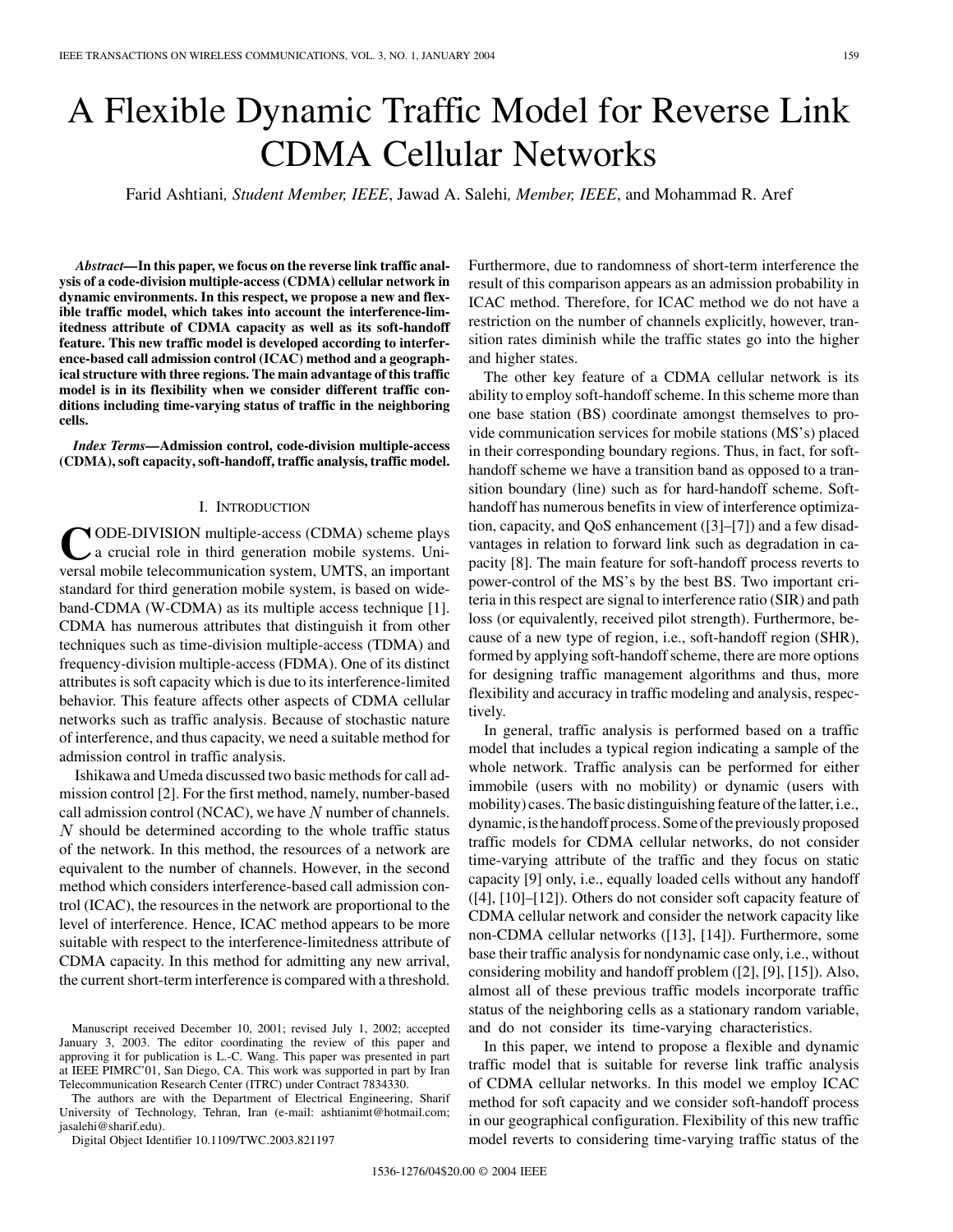# A Flexible Dynamic Traffic Model for Reverse Link CDMA Cellular Networks

Farid Ashtiani, *Student Member, IEEE*, Jawad A. Salehi, *Member, IEEE*, and Mohammad R. Aref

***Abstract*—In this paper, we focus on the reverse link traffic analysis of a code-division multiple-access (CDMA) cellular network in dynamic environments. In this respect, we propose a new and flexible traffic model, which takes into account the interference-limitedness attribute of CDMA capacity as well as its soft-handoff feature. This new traffic model is developed according to interference-based call admission control (ICAC) method and a geographical structure with three regions. The main advantage of this traffic model is in its flexibility when we consider different traffic conditions including time-varying status of traffic in the neighboring cells.**

***Index Terms*—Admission control, code-division multiple-access (CDMA), soft capacity, soft-handoff, traffic analysis, traffic model.**

## I. Introduction

CODE-DIVISION multiple-access (CDMA) scheme plays a crucial role in third generation mobile systems. Universal mobile telecommunication system, UMTS, an important standard for third generation mobile system, is based on wide-band-CDMA (W-CDMA) as its multiple access technique [1]. CDMA has numerous attributes that distinguish it from other techniques such as time-division multiple-access (TDMA) and frequency-division multiple-access (FDMA). One of its distinct attributes is soft capacity which is due to its interference-limited behavior. This feature affects other aspects of CDMA cellular networks such as traffic analysis. Because of stochastic nature of interference, and thus capacity, we need a suitable method for admission control in traffic analysis.

Ishikawa and Umeda discussed two basic methods for call admission control [2]. For the first method, namely, number-based call admission control (NCAC), we have $N$ number of channels. $N$ should be determined according to the whole traffic status of the network. In this method, the resources of a network are equivalent to the number of channels. However, in the second method which considers interference-based call admission control (ICAC), the resources in the network are proportional to the level of interference. Hence, ICAC method appears to be more suitable with respect to the interference-limitedness attribute of CDMA capacity. In this method for admitting any new arrival, the current short-term interference is compared with a threshold. Furthermore, due to randomness of short-term interference the result of this comparison appears as an admission probability in ICAC method. Therefore, for ICAC method we do not have a restriction on the number of channels explicitly, however, transition rates diminish while the traffic states go into the higher and higher states.

The other key feature of a CDMA cellular network is its ability to employ soft-handoff scheme. In this scheme more than one base station (BS) coordinate amongst themselves to provide communication services for mobile stations (MS's) placed in their corresponding boundary regions. Thus, in fact, for soft-handoff scheme we have a transition band as opposed to a transition boundary (line) such as for hard-handoff scheme. Soft-handoff has numerous benefits in view of interference optimization, capacity, and QoS enhancement ([3]–[7]) and a few disadvantages in relation to forward link such as degradation in capacity [8]. The main feature for soft-handoff process reverts to power-control of the MS's by the best BS. Two important criteria in this respect are signal to interference ratio (SIR) and path loss (or equivalently, received pilot strength). Furthermore, because of a new type of region, i.e., soft-handoff region (SHR), formed by applying soft-handoff scheme, there are more options for designing traffic management algorithms and thus, more flexibility and accuracy in traffic modeling and analysis, respectively.

In general, traffic analysis is performed based on a traffic model that includes a typical region indicating a sample of the whole network. Traffic analysis can be performed for either immobile (users with no mobility) or dynamic (users with mobility) cases. The basic distinguishing feature of the latter, i.e., dynamic, is the handoff process. Some of the previously proposed traffic models for CDMA cellular networks, do not consider time-varying attribute of the traffic and they focus on static capacity [9] only, i.e., equally loaded cells without any handoff ([4], [10]–[12]). Others do not consider soft capacity feature of CDMA cellular network and consider the network capacity like non-CDMA cellular networks ([13], [14]). Furthermore, some base their traffic analysis for nondynamic case only, i.e., without considering mobility and handoff problem ([2], [9], [15]). Also, almost all of these previous traffic models incorporate traffic status of the neighboring cells as a stationary random variable, and do not consider its time-varying characteristics.

In this paper, we intend to propose a flexible and dynamic traffic model that is suitable for reverse link traffic analysis of CDMA cellular networks. In this model we employ ICAC method for soft capacity and we consider soft-handoff process in our geographical configuration. Flexibility of this new traffic model reverts to considering time-varying traffic status of the

---

Manuscript received December 10, 2001; revised July 1, 2002; accepted January 3, 2003. The editor coordinating the review of this paper and approving it for publication is L.-C. Wang. This paper was presented in part at IEEE PIMRC'01, San Diego, CA. This work was supported in part by Iran Telecommunication Research Center (ITRC) under Contract 7834330.

The authors are with the Department of Electrical Engineering, Sharif University of Technology, Tehran, Iran (e-mail: ashtianimt@hotmail.com; jasalehi@sharif.edu).

Digital Object Identifier 10.1109/TWC.2003.821197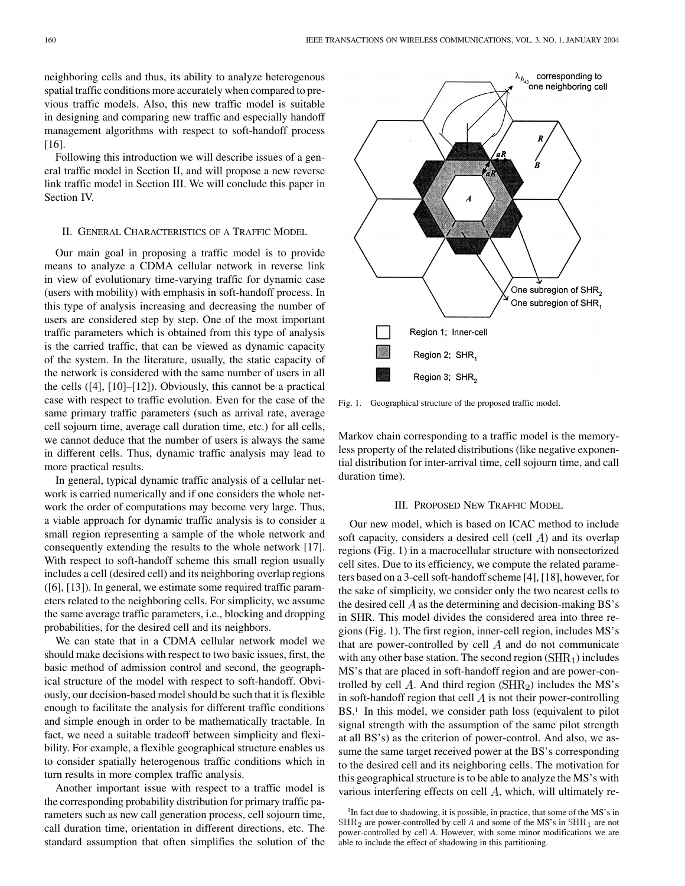neighboring cells and thus, its ability to analyze heterogenous spatial traffic conditions more accurately when compared to previous traffic models. Also, this new traffic model is suitable in designing and comparing new traffic and especially handoff management algorithms with respect to soft-handoff process [16].

Following this introduction we will describe issues of a general traffic model in Section II, and will propose a new reverse link traffic model in Section III. We will conclude this paper in Section IV.

## II. General Characteristics of a Traffic Model

Our main goal in proposing a traffic model is to provide means to analyze a CDMA cellular network in reverse link in view of evolutionary time-varying traffic for dynamic case (users with mobility) with emphasis in soft-handoff process. In this type of analysis increasing and decreasing the number of users are considered step by step. One of the most important traffic parameters which is obtained from this type of analysis is the carried traffic, that can be viewed as dynamic capacity of the system. In the literature, usually, the static capacity of the network is considered with the same number of users in all the cells ([4], [10]–[12]). Obviously, this cannot be a practical case with respect to traffic evolution. Even for the case of the same primary traffic parameters (such as arrival rate, average cell sojourn time, average call duration time, etc.) for all cells, we cannot deduce that the number of users is always the same in different cells. Thus, dynamic traffic analysis may lead to more practical results.

In general, typical dynamic traffic analysis of a cellular network is carried numerically and if one considers the whole network the order of computations may become very large. Thus, a viable approach for dynamic traffic analysis is to consider a small region representing a sample of the whole network and consequently extending the results to the whole network [17]. With respect to soft-handoff scheme this small region usually includes a cell (desired cell) and its neighboring overlap regions ([6], [13]). In general, we estimate some required traffic parameters related to the neighboring cells. For simplicity, we assume the same average traffic parameters, i.e., blocking and dropping probabilities, for the desired cell and its neighbors.

We can state that in a CDMA cellular network model we should make decisions with respect to two basic issues, first, the basic method of admission control and second, the geographical structure of the model with respect to soft-handoff. Obviously, our decision-based model should be such that it is flexible enough to facilitate the analysis for different traffic conditions and simple enough in order to be mathematically tractable. In fact, we need a suitable tradeoff between simplicity and flexibility. For example, a flexible geographical structure enables us to consider spatially heterogenous traffic conditions which in turn results in more complex traffic analysis.

Another important issue with respect to a traffic model is the corresponding probability distribution for primary traffic parameters such as new call generation process, cell sojourn time, call duration time, orientation in different directions, etc. The standard assumption that often simplifies the solution of the Markov chain corresponding to a traffic model is the memoryless property of the related distributions (like negative exponential distribution for inter-arrival time, cell sojourn time, and call duration time).

Fig. 1. Geographical structure of the proposed traffic model.

## III. Proposed New Traffic Model

Our new model, which is based on ICAC method to include soft capacity, considers a desired cell (cell $A$) and its overlap regions (Fig. 1) in a macrocellular structure with nonsectorized cell sites. Due to its efficiency, we compute the related parameters based on a 3-cell soft-handoff scheme [4], [18], however, for the sake of simplicity, we consider only the two nearest cells to the desired cell $A$ as the determining and decision-making BS's in SHR. This model divides the considered area into three regions (Fig. 1). The first region, inner-cell region, includes MS's that are power-controlled by cell $A$ and do not communicate with any other base station. The second region ($\mathrm{SHR}_1$) includes MS's that are placed in soft-handoff region and are power-controlled by cell $A$. And third region ($\mathrm{SHR}_2$) includes the MS's in soft-handoff region that cell $A$ is not their power-controlling BS.[1] In this model, we consider path loss (equivalent to pilot signal strength with the assumption of the same pilot strength at all BS's) as the criterion of power-control. And also, we assume the same target received power at the BS's corresponding to the desired cell and its neighboring cells. The motivation for this geographical structure is to be able to analyze the MS's with various interfering effects on cell $A$, which, will ultimately re-

[1] In fact due to shadowing, it is possible, in practice, that some of the MS's in $\mathrm{SHR}_2$ are power-controlled by cell $A$ and some of the MS's in $\mathrm{SHR}_1$ are not power-controlled by cell $A$. However, with some minor modifications we are able to include the effect of shadowing in this partitioning.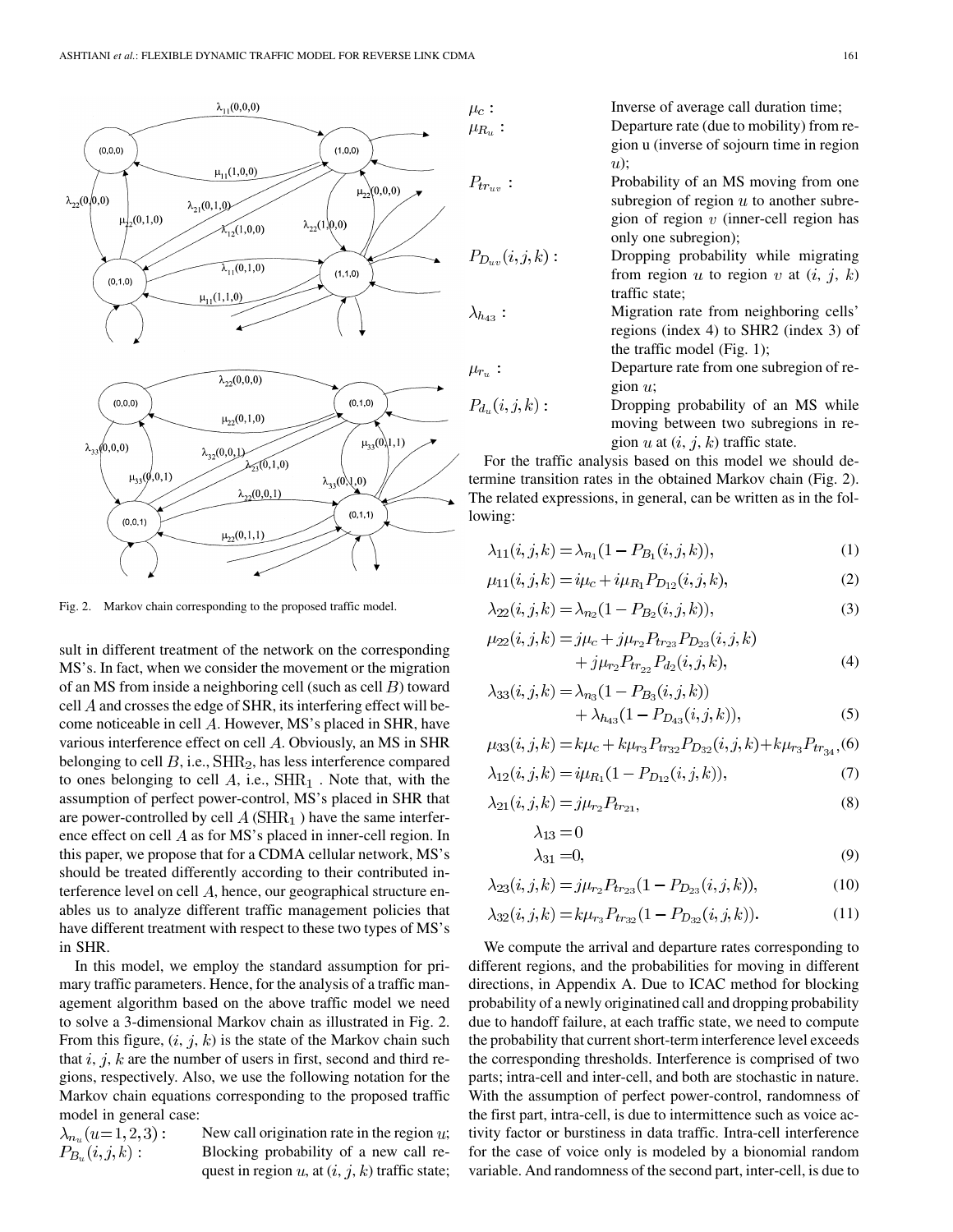Fig. 2. Markov chain corresponding to the proposed traffic model.

sult in different treatment of the network on the corresponding MS's. In fact, when we consider the movement or the migration of an MS from inside a neighboring cell (such as cell $B$) toward cell $A$ and crosses the edge of SHR, its interfering effect will become noticeable in cell $A$. However, MS's placed in SHR, have various interference effect on cell $A$. Obviously, an MS in SHR belonging to cell $B$, i.e., $\mathrm{SHR}_2$, has less interference compared to ones belonging to cell $A$, i.e., $\mathrm{SHR}_1$ . Note that, with the assumption of perfect power-control, MS's placed in SHR that are power-controlled by cell $A$ ($\mathrm{SHR}_1$ ) have the same interference effect on cell $A$ as for MS's placed in inner-cell region. In this paper, we propose that for a CDMA cellular network, MS's should be treated differently according to their contributed interference level on cell $A$, hence, our geographical structure enables us to analyze different traffic management policies that have different treatment with respect to these two types of MS's in SHR.

In this model, we employ the standard assumption for primary traffic parameters. Hence, for the analysis of a traffic management algorithm based on the above traffic model we need to solve a 3-dimensional Markov chain as illustrated in Fig. 2. From this figure, $(i, j, k)$ is the state of the Markov chain such that $i$, $j$, $k$ are the number of users in first, second and third regions, respectively. Also, we use the following notation for the Markov chain equations corresponding to the proposed traffic model in general case:

- $\lambda_{n_u} (u=1,2,3)$: New call origination rate in the region $u$;
- $P_{B_u}(i,j,k)$: Blocking probability of a new call request in region $u$, at $(i, j, k)$ traffic state;
- $\mu_c$: Inverse of average call duration time;
- $\mu_{R_u}$: Departure rate (due to mobility) from region u (inverse of sojourn time in region $u$);
- $P_{tr_{uv}}$: Probability of an MS moving from one subregion of region $u$ to another subregion of region $v$ (inner-cell region has only one subregion);
- $P_{D_{uv}}(i,j,k)$: Dropping probability while migrating from region $u$ to region $v$ at $(i, j, k)$ traffic state;
- $\lambda_{h_{43}}$: Migration rate from neighboring cells' regions (index 4) to SHR2 (index 3) of the traffic model (Fig. 1);
- $\mu_{r_u}$: Departure rate from one subregion of region $u$;
- $P_{d_u}(i,j,k)$: Dropping probability of an MS while moving between two subregions in region $u$ at $(i, j, k)$ traffic state.

For the traffic analysis based on this model we should determine transition rates in the obtained Markov chain (Fig. 2). The related expressions, in general, can be written as in the following:

$$\lambda_{11}(i,j,k) = \lambda_{n_1}(1 - P_{B_1}(i,j,k)), \tag{1}$$

$$\mu_{11}(i,j,k) = i\mu_c + i\mu_{R_1} P_{D_{12}}(i,j,k), \tag{2}$$

$$\lambda_{22}(i,j,k) = \lambda_{n_2}(1 - P_{B_2}(i,j,k)), \tag{3}$$

$$\begin{aligned}\mu_{22}(i,j,k) = {} & j\mu_c + j\mu_{r_2} P_{tr_{23}} P_{D_{23}}(i,j,k) \\ & + j\mu_{r_2} P_{tr_{22}} P_{d_2}(i,j,k),\end{aligned} \tag{4}$$

$$\begin{aligned}\lambda_{33}(i,j,k) = {} & \lambda_{n_3}(1 - P_{B_3}(i,j,k)) \\ & + \lambda_{h_{43}}(1 - P_{D_{43}}(i,j,k)),\end{aligned} \tag{5}$$

$$\mu_{33}(i,j,k) = k\mu_c + k\mu_{r_3} P_{tr_{32}} P_{D_{32}}(i,j,k) + k\mu_{r_3} P_{tr_{34}}, \tag{6}$$

$$\lambda_{12}(i,j,k) = i\mu_{R_1}(1 - P_{D_{12}}(i,j,k)), \tag{7}$$

$$\lambda_{21}(i,j,k) = j\mu_{r_2} P_{tr_{21}}, \tag{8}$$

$$\begin{aligned}\lambda_{13} &= 0 \\ \lambda_{31} &= 0,\end{aligned} \tag{9}$$

$$\lambda_{23}(i,j,k) = j\mu_{r_2} P_{tr_{23}}(1 - P_{D_{23}}(i,j,k)), \tag{10}$$

$$\lambda_{32}(i,j,k) = k\mu_{r_3} P_{tr_{32}}(1 - P_{D_{32}}(i,j,k)). \tag{11}$$

We compute the arrival and departure rates corresponding to different regions, and the probabilities for moving in different directions, in Appendix A. Due to ICAC method for blocking probability of a newly originatined call and dropping probability due to handoff failure, at each traffic state, we need to compute the probability that current short-term interference level exceeds the corresponding thresholds. Interference is comprised of two parts; intra-cell and inter-cell, and both are stochastic in nature. With the assumption of perfect power-control, randomness of the first part, intra-cell, is due to intermittence such as voice activity factor or burstiness in data traffic. Intra-cell interference for the case of voice only is modeled by a bionomial random variable. And randomness of the second part, inter-cell, is due to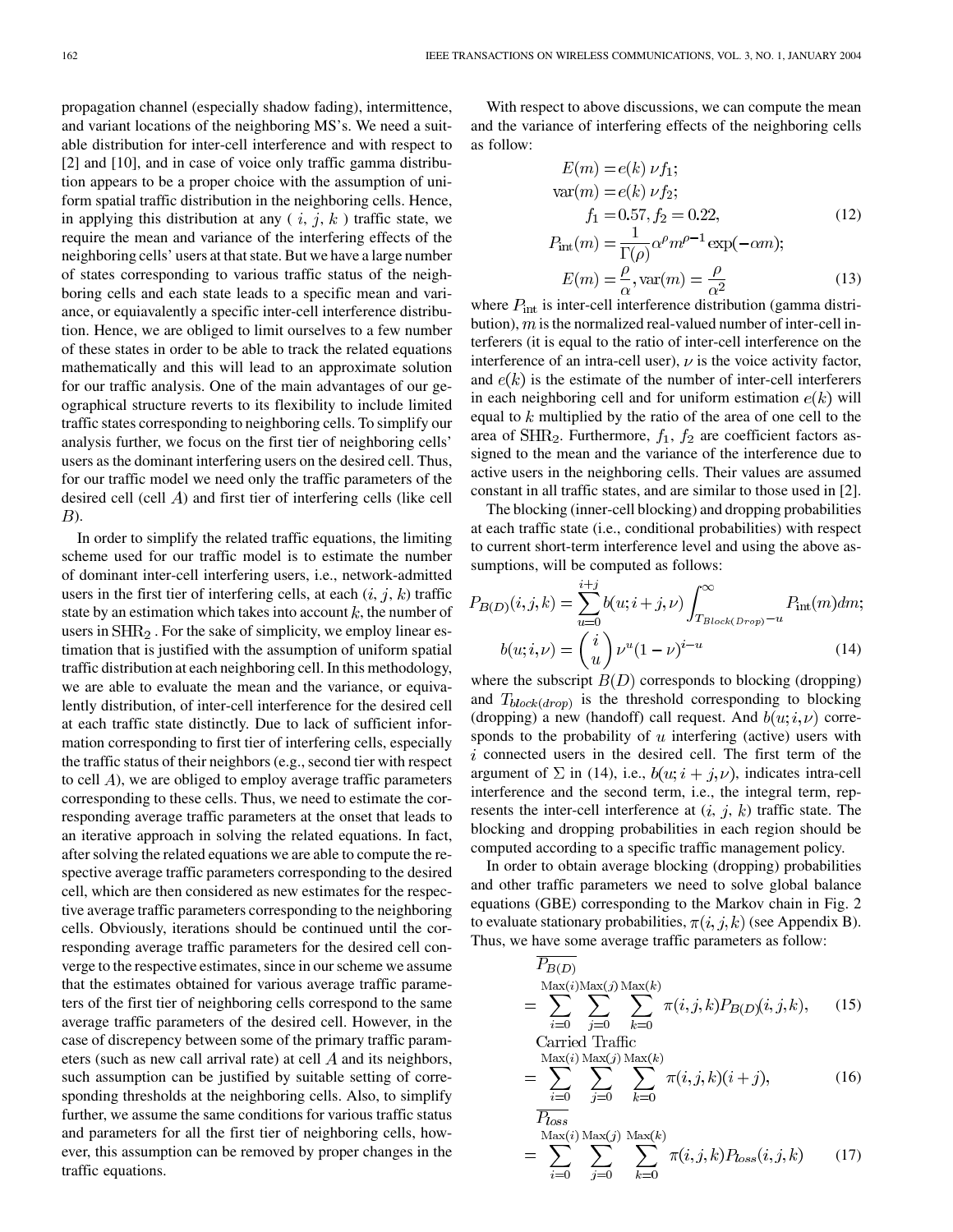propagation channel (especially shadow fading), intermittence, and variant locations of the neighboring MS's. We need a suitable distribution for inter-cell interference and with respect to [2] and [10], and in case of voice only traffic gamma distribution appears to be a proper choice with the assumption of uniform spatial traffic distribution in the neighboring cells. Hence, in applying this distribution at any ( $i$, $j$, $k$ ) traffic state, we require the mean and variance of the interfering effects of the neighboring cells' users at that state. But we have a large number of states corresponding to various traffic status of the neighboring cells and each state leads to a specific mean and variance, or equiavalently a specific inter-cell interference distribution. Hence, we are obliged to limit ourselves to a few number of these states in order to be able to track the related equations mathematically and this will lead to an approximate solution for our traffic analysis. One of the main advantages of our geographical structure reverts to its flexibility to include limited traffic states corresponding to neighboring cells. To simplify our analysis further, we focus on the first tier of neighboring cells' users as the dominant interfering users on the desired cell. Thus, for our traffic model we need only the traffic parameters of the desired cell (cell $A$) and first tier of interfering cells (like cell $B$).

In order to simplify the related traffic equations, the limiting scheme used for our traffic model is to estimate the number of dominant inter-cell interfering users, i.e., network-admitted users in the first tier of interfering cells, at each ($i$, $j$, $k$) traffic state by an estimation which takes into account $k$, the number of users in $\mathrm{SHR}_2$ . For the sake of simplicity, we employ linear estimation that is justified with the assumption of uniform spatial traffic distribution at each neighboring cell. In this methodology, we are able to evaluate the mean and the variance, or equivalently distribution, of inter-cell interference for the desired cell at each traffic state distinctly. Due to lack of sufficient information corresponding to first tier of interfering cells, especially the traffic status of their neighbors (e.g., second tier with respect to cell $A$), we are obliged to employ average traffic parameters corresponding to these cells. Thus, we need to estimate the corresponding average traffic parameters at the onset that leads to an iterative approach in solving the related equations. In fact, after solving the related equations we are able to compute the respective average traffic parameters corresponding to the desired cell, which are then considered as new estimates for the respective average traffic parameters corresponding to the neighboring cells. Obviously, iterations should be continued until the corresponding average traffic parameters for the desired cell converge to the respective estimates, since in our scheme we assume that the estimates obtained for various average traffic parameters of the first tier of neighboring cells correspond to the same average traffic parameters of the desired cell. However, in the case of discrepancy between some of the primary traffic parameters (such as new call arrival rate) at cell $A$ and its neighbors, such assumption can be justified by suitable setting of corresponding thresholds at the neighboring cells. Also, to simplify further, we assume the same conditions for various traffic status and parameters for all the first tier of neighboring cells, however, this assumption can be removed by proper changes in the traffic equations.

With respect to above discussions, we can compute the mean and the variance of interfering effects of the neighboring cells as follow:

$$
\begin{aligned}
E(m) &= e(k)\,\nu f_1;\\
\mathrm{var}(m) &= e(k)\,\nu f_2;\\
f_1 &= 0.57, f_2 = 0.22,
\end{aligned}
\tag{12}
$$

$$
\begin{aligned}
P_{\mathrm{int}}(m) &= \frac{1}{\Gamma(\rho)}\alpha^{\rho} m^{\rho-1}\exp(-\alpha m);\\
E(m) &= \frac{\rho}{\alpha}, \mathrm{var}(m) = \frac{\rho}{\alpha^2}
\end{aligned}
\tag{13}
$$

where $P_{\mathrm{int}}$ is inter-cell interference distribution (gamma distribution), $m$ is the normalized real-valued number of inter-cell interferers (it is equal to the ratio of inter-cell interference on the interference of an intra-cell user), $\nu$ is the voice activity factor, and $e(k)$ is the estimate of the number of inter-cell interferers in each neighboring cell and for uniform estimation $e(k)$ will equal to $k$ multiplied by the ratio of the area of one cell to the area of $\mathrm{SHR}_2$. Furthermore, $f_1$, $f_2$ are coefficient factors assigned to the mean and the variance of the interference due to active users in the neighboring cells. Their values are assumed constant in all traffic states, and are similar to those used in [2].

The blocking (inner-cell blocking) and dropping probabilities at each traffic state (i.e., conditional probabilities) with respect to current short-term interference level and using the above assumptions, will be computed as follows:

$$
\begin{aligned}
P_{B(D)}(i,j,k) &= \sum_{u=0}^{i+j} b(u; i+j, \nu) \int_{T_{Block(Drop)}-u}^{\infty} P_{\mathrm{int}}(m)dm;\\
b(u; i, \nu) &= \binom{i}{u} \nu^{u}(1-\nu)^{i-u}
\end{aligned}
\tag{14}
$$

where the subscript $B(D)$ corresponds to blocking (dropping) and $T_{block(drop)}$ is the threshold corresponding to blocking (dropping) a new (handoff) call request. And $b(u; i, \nu)$ corresponds to the probability of $u$ interfering (active) users with $i$ connected users in the desired cell. The first term of the argument of $\Sigma$ in (14), i.e., $b(u; i+j, \nu)$, indicates intra-cell interference and the second term, i.e., the integral term, represents the inter-cell interference at ($i$, $j$, $k$) traffic state. The blocking and dropping probabilities in each region should be computed according to a specific traffic management policy.

In order to obtain average blocking (dropping) probabilities and other traffic parameters we need to solve global balance equations (GBE) corresponding to the Markov chain in Fig. 2 to evaluate stationary probabilities, $\pi(i,j,k)$ (see Appendix B). Thus, we have some average traffic parameters as follow:

$$
\overline{P_{B(D)}} = \sum_{i=0}^{\mathrm{Max}(i)} \sum_{j=0}^{\mathrm{Max}(j)} \sum_{k=0}^{\mathrm{Max}(k)} \pi(i,j,k) P_{B(D)}(i,j,k),
\tag{15}
$$

$$
\text{Carried Traffic} = \sum_{i=0}^{\mathrm{Max}(i)} \sum_{j=0}^{\mathrm{Max}(j)} \sum_{k=0}^{\mathrm{Max}(k)} \pi(i,j,k)(i+j),
\tag{16}
$$

$$
\overline{P_{loss}} = \sum_{i=0}^{\mathrm{Max}(i)} \sum_{j=0}^{\mathrm{Max}(j)} \sum_{k=0}^{\mathrm{Max}(k)} \pi(i,j,k) P_{loss}(i,j,k)
\tag{17}
$$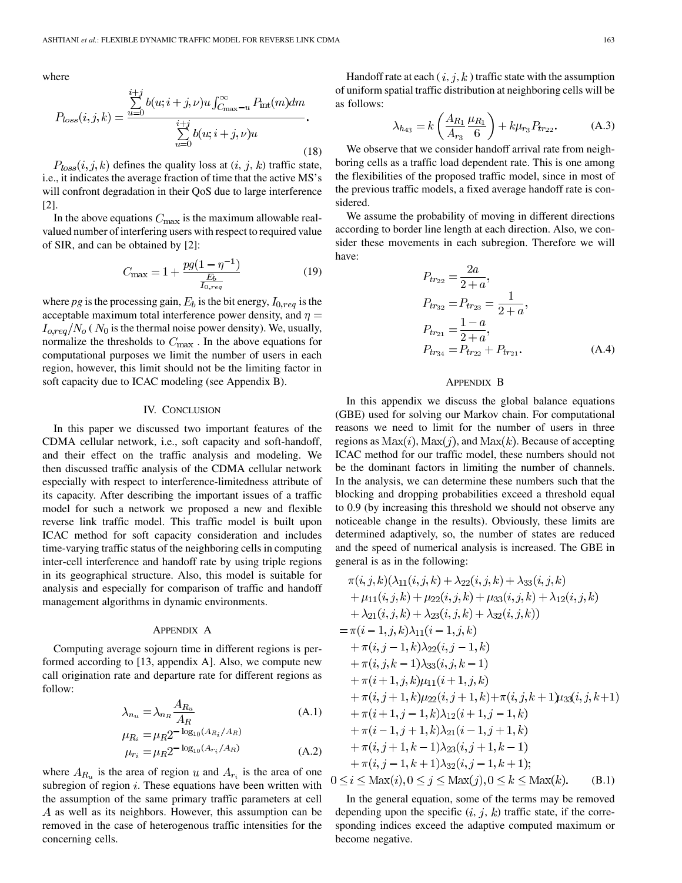where

$$P_{loss}(i,j,k) = \frac{\sum_{u=0}^{i+j} b(u; i+j, \nu) u \int_{C_{\max}-u}^{\infty} P_{\text{int}}(m) dm}{\sum_{u=0}^{i+j} b(u; i+j, \nu) u}. \quad (18)$$

$P_{loss}(i, j, k)$ defines the quality loss at $(i, j, k)$ traffic state, i.e., it indicates the average fraction of time that the active MS's will confront degradation in their QoS due to large interference [2].

In the above equations $C_{\max}$ is the maximum allowable real-valued number of interfering users with respect to required value of SIR, and can be obtained by [2]:

$$C_{\max} = 1 + \frac{pg(1-\eta^{-1})}{\frac{E_b}{I_{0,req}}} \quad (19)$$

where $pg$ is the processing gain, $E_b$ is the bit energy, $I_{0,req}$ is the acceptable maximum total interference power density, and $\eta = I_{o,req}/N_o$ ($N_0$ is the thermal noise power density). We, usually, normalize the thresholds to $C_{\max}$. In the above equations for computational purposes we limit the number of users in each region, however, this limit should not be the limiting factor in soft capacity due to ICAC modeling (see Appendix B).

## IV. Conclusion

In this paper we discussed two important features of the CDMA cellular network, i.e., soft capacity and soft-handoff, and their effect on the traffic analysis and modeling. We then discussed traffic analysis of the CDMA cellular network especially with respect to interference-limitedness attribute of its capacity. After describing the important issues of a traffic model for such a network we proposed a new and flexible reverse link traffic model. This traffic model is built upon ICAC method for soft capacity consideration and includes time-varying traffic status of the neighboring cells in computing inter-cell interference and handoff rate by using triple regions in its geographical structure. Also, this model is suitable for analysis and especially for comparison of traffic and handoff management algorithms in dynamic environments.

## Appendix A

Computing average sojourn time in different regions is performed according to [13, appendix A]. Also, we compute new call origination rate and departure rate for different regions as follow:

$$\lambda_{n_u} = \lambda_{n_R} \frac{A_{R_u}}{A_R} \quad (A.1)$$

$$\mu_{R_i} = \mu_R 2^{-\log_{10}(A_{R_i}/A_R)}$$
$$\mu_{r_i} = \mu_R 2^{-\log_{10}(A_{r_i}/A_R)} \quad (A.2)$$

where $A_{R_u}$ is the area of region $u$ and $A_{r_i}$ is the area of one subregion of region $i$. These equations have been written with the assumption of the same primary traffic parameters at cell $A$ as well as its neighbors. However, this assumption can be removed in the case of heterogenous traffic intensities for the concerning cells.

Handoff rate at each $(i, j, k)$ traffic state with the assumption of uniform spatial traffic distribution at neighboring cells will be as follows:

$$\lambda_{h_{43}} = k\left(\frac{A_{R_1}}{A_{r_3}} \frac{\mu_{R_1}}{6}\right) + k\mu_{r_3} P_{tr_{22}}. \quad (A.3)$$

We observe that we consider handoff arrival rate from neighboring cells as a traffic load dependent rate. This is one among the flexibilities of the proposed traffic model, since in most of the previous traffic models, a fixed average handoff rate is considered.

We assume the probability of moving in different directions according to border line length at each direction. Also, we consider these movements in each subregion. Therefore we will have:

$$P_{tr_{22}} = \frac{2a}{2+a},$$
$$P_{tr_{32}} = P_{tr_{23}} = \frac{1}{2+a},$$
$$P_{tr_{21}} = \frac{1-a}{2+a},$$
$$P_{tr_{34}} = P_{tr_{22}} + P_{tr_{21}}. \quad (A.4)$$

## Appendix B

In this appendix we discuss the global balance equations (GBE) used for solving our Markov chain. For computational reasons we need to limit for the number of users in three regions as $\text{Max}(i)$, $\text{Max}(j)$, and $\text{Max}(k)$. Because of accepting ICAC method for our traffic model, these numbers should not be the dominant factors in limiting the number of channels. In the analysis, we can determine these numbers such that the blocking and dropping probabilities exceed a threshold equal to 0.9 (by increasing this threshold we should not observe any noticeable change in the results). Obviously, these limits are determined adaptively, so, the number of states are reduced and the speed of numerical analysis is increased. The GBE in general is as in the following:

$$\begin{aligned}
&\pi(i,j,k)(\lambda_{11}(i,j,k) + \lambda_{22}(i,j,k) + \lambda_{33}(i,j,k) \\
&\quad + \mu_{11}(i,j,k) + \mu_{22}(i,j,k) + \mu_{33}(i,j,k) + \lambda_{12}(i,j,k) \\
&\quad + \lambda_{21}(i,j,k) + \lambda_{23}(i,j,k) + \lambda_{32}(i,j,k)) \\
&= \pi(i-1,j,k)\lambda_{11}(i-1,j,k) \\
&\quad + \pi(i,j-1,k)\lambda_{22}(i,j-1,k) \\
&\quad + \pi(i,j,k-1)\lambda_{33}(i,j,k-1) \\
&\quad + \pi(i+1,j,k)\mu_{11}(i+1,j,k) \\
&\quad + \pi(i,j+1,k)\mu_{22}(i,j+1,k) + \pi(i,j,k+1)\mu_{33}(i,j,k+1) \\
&\quad + \pi(i+1,j-1,k)\lambda_{12}(i+1,j-1,k) \\
&\quad + \pi(i-1,j+1,k)\lambda_{21}(i-1,j+1,k) \\
&\quad + \pi(i,j+1,k-1)\lambda_{23}(i,j+1,k-1) \\
&\quad + \pi(i,j-1,k+1)\lambda_{32}(i,j-1,k+1); \\
&0 \le i \le \text{Max}(i), 0 \le j \le \text{Max}(j), 0 \le k \le \text{Max}(k).
\end{aligned} \quad (B.1)$$

In the general equation, some of the terms may be removed depending upon the specific $(i, j, k)$ traffic state, if the corresponding indices exceed the adaptive computed maximum or become negative.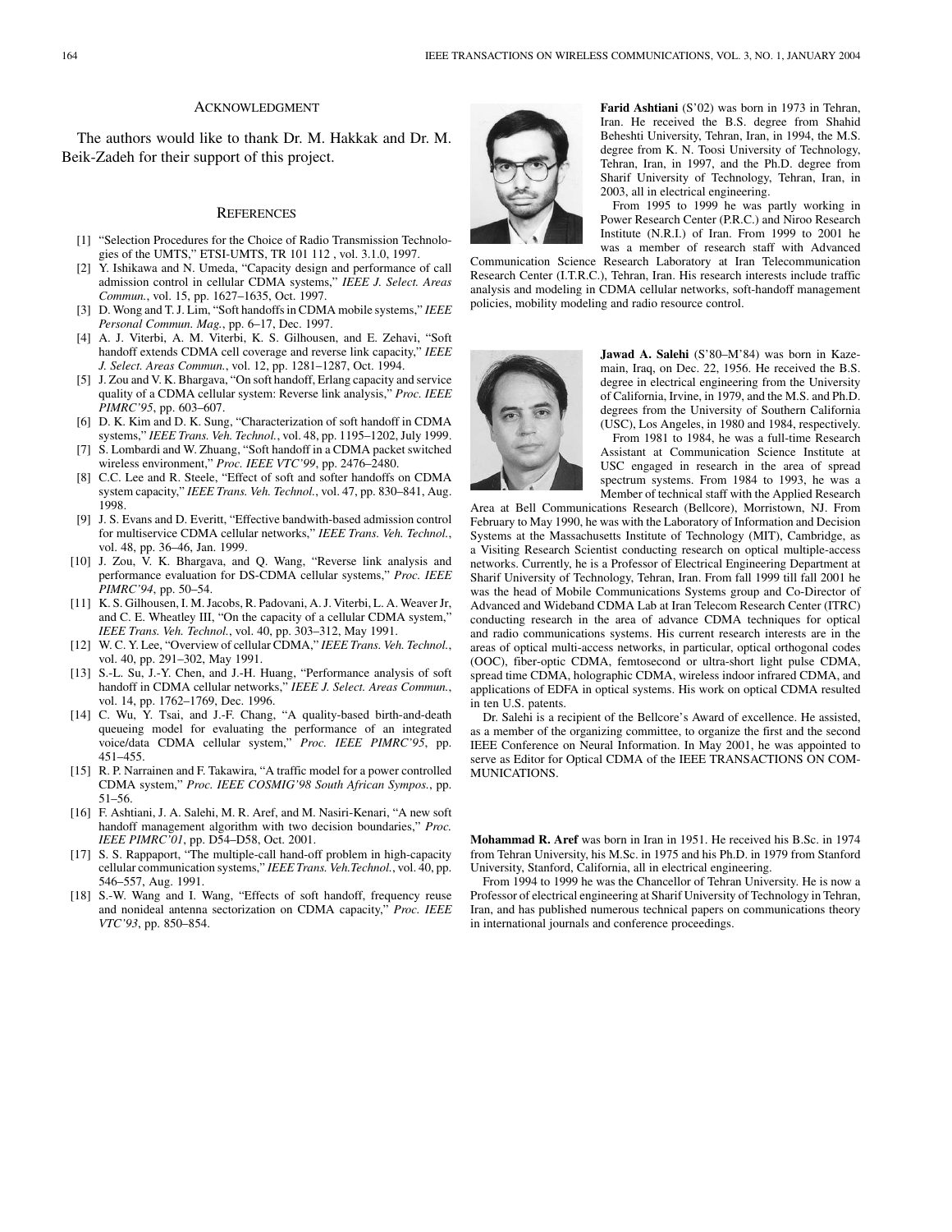## ACKNOWLEDGMENT

The authors would like to thank Dr. M. Hakkak and Dr. M. Beik-Zadeh for their support of this project.

## REFERENCES

[1] "Selection Procedures for the Choice of Radio Transmission Technologies of the UMTS," ETSI-UMTS, TR 101 112 , vol. 3.1.0, 1997.

[2] Y. Ishikawa and N. Umeda, "Capacity design and performance of call admission control in cellular CDMA systems," *IEEE J. Select. Areas Commun.*, vol. 15, pp. 1627–1635, Oct. 1997.

[3] D. Wong and T. J. Lim, "Soft handoffs in CDMA mobile systems," *IEEE Personal Commun. Mag.*, pp. 6–17, Dec. 1997.

[4] A. J. Viterbi, A. M. Viterbi, K. S. Gilhousen, and E. Zehavi, "Soft handoff extends CDMA cell coverage and reverse link capacity," *IEEE J. Select. Areas Commun.*, vol. 12, pp. 1281–1287, Oct. 1994.

[5] J. Zou and V. K. Bhargava, "On soft handoff, Erlang capacity and service quality of a CDMA cellular system: Reverse link analysis," *Proc. IEEE PIMRC'95*, pp. 603–607.

[6] D. K. Kim and D. K. Sung, "Characterization of soft handoff in CDMA systems," *IEEE Trans. Veh. Technol.*, vol. 48, pp. 1195–1202, July 1999.

[7] S. Lombardi and W. Zhuang, "Soft handoff in a CDMA packet switched wireless environment," *Proc. IEEE VTC'99*, pp. 2476–2480.

[8] C.C. Lee and R. Steele, "Effect of soft and softer handoffs on CDMA system capacity," *IEEE Trans. Veh. Technol.*, vol. 47, pp. 830–841, Aug. 1998.

[9] J. S. Evans and D. Everitt, "Effective bandwith-based admission control for multiservice CDMA cellular networks," *IEEE Trans. Veh. Technol.*, vol. 48, pp. 36–46, Jan. 1999.

[10] J. Zou, V. K. Bhargava, and Q. Wang, "Reverse link analysis and performance evaluation for DS-CDMA cellular systems," *Proc. IEEE PIMRC'94*, pp. 50–54.

[11] K. S. Gilhousen, I. M. Jacobs, R. Padovani, A. J. Viterbi, L. A. Weaver Jr, and C. E. Wheatley III, "On the capacity of a cellular CDMA system," *IEEE Trans. Veh. Technol.*, vol. 40, pp. 303–312, May 1991.

[12] W. C. Y. Lee, "Overview of cellular CDMA," *IEEE Trans. Veh. Technol.*, vol. 40, pp. 291–302, May 1991.

[13] S.-L. Su, J.-Y. Chen, and J.-H. Huang, "Performance analysis of soft handoff in CDMA cellular networks," *IEEE J. Select. Areas Commun.*, vol. 14, pp. 1762–1769, Dec. 1996.

[14] C. Wu, Y. Tsai, and J.-F. Chang, "A quality-based birth-and-death queueing model for evaluating the performance of an integrated voice/data CDMA cellular system," *Proc. IEEE PIMRC'95*, pp. 451–455.

[15] R. P. Narrainen and F. Takawira, "A traffic model for a power controlled CDMA system," *Proc. IEEE COSMIG'98 South African Sympos.*, pp. 51–56.

[16] F. Ashtiani, J. A. Salehi, M. R. Aref, and M. Nasiri-Kenari, "A new soft handoff management algorithm with two decision boundaries," *Proc. IEEE PIMRC'01*, pp. D54–D58, Oct. 2001.

[17] S. S. Rappaport, "The multiple-call hand-off problem in high-capacity cellular communication systems," *IEEE Trans. Veh.Technol.*, vol. 40, pp. 546–557, Aug. 1991.

[18] S.-W. Wang and I. Wang, "Effects of soft handoff, frequency reuse and nonideal antenna sectorization on CDMA capacity," *Proc. IEEE VTC'93*, pp. 850–854.

**Farid Ashtiani** (S'02) was born in 1973 in Tehran, Iran. He received the B.S. degree from Shahid Beheshti University, Tehran, Iran, in 1994, the M.S. degree from K. N. Toosi University of Technology, Tehran, Iran, in 1997, and the Ph.D. degree from Sharif University of Technology, Tehran, Iran, in 2003, all in electrical engineering.

From 1995 to 1999 he was partly working in Power Research Center (P.R.C.) and Niroo Research Institute (N.R.I.) of Iran. From 1999 to 2001 he was a member of research staff with Advanced Communication Science Research Laboratory at Iran Telecommunication Research Center (I.T.R.C.), Tehran, Iran. His research interests include traffic analysis and modeling in CDMA cellular networks, soft-handoff management policies, mobility modeling and radio resource control.

**Jawad A. Salehi** (S'80–M'84) was born in Kazemain, Iraq, on Dec. 22, 1956. He received the B.S. degree in electrical engineering from the University of California, Irvine, in 1979, and the M.S. and Ph.D. degrees from the University of Southern California (USC), Los Angeles, in 1980 and 1984, respectively.

From 1981 to 1984, he was a full-time Research Assistant at Communication Science Institute at USC engaged in research in the area of spread spectrum systems. From 1984 to 1993, he was a Member of technical staff with the Applied Research Area at Bell Communications Research (Bellcore), Morristown, NJ. From February to May 1990, he was with the Laboratory of Information and Decision Systems at the Massachusetts Institute of Technology (MIT), Cambridge, as a Visiting Research Scientist conducting research on optical multiple-access networks. Currently, he is a Professor of Electrical Engineering Department at Sharif University of Technology, Tehran, Iran. From fall 1999 till fall 2001 he was the head of Mobile Communications Systems group and Co-Director of Advanced and Wideband CDMA Lab at Iran Telecom Research Center (ITRC) conducting research in the area of advance CDMA techniques for optical and radio communications systems. His current research interests are in the areas of optical multi-access networks, in particular, optical orthogonal codes (OOC), fiber-optic CDMA, femtosecond or ultra-short light pulse CDMA, spread time CDMA, holographic CDMA, wireless indoor infrared CDMA, and applications of EDFA in optical systems. His work on optical CDMA resulted in ten U.S. patents.

Dr. Salehi is a recipient of the Bellcore's Award of excellence. He assisted, as a member of the organizing committee, to organize the first and the second IEEE Conference on Neural Information. In May 2001, he was appointed to serve as Editor for Optical CDMA of the IEEE TRANSACTIONS ON COMMUNICATIONS.

**Mohammad R. Aref** was born in Iran in 1951. He received his B.Sc. in 1974 from Tehran University, his M.Sc. in 1975 and his Ph.D. in 1979 from Stanford University, Stanford, California, all in electrical engineering.

From 1994 to 1999 he was the Chancellor of Tehran University. He is now a Professor of electrical engineering at Sharif University of Technology in Tehran, Iran, and has published numerous technical papers on communications theory in international journals and conference proceedings.